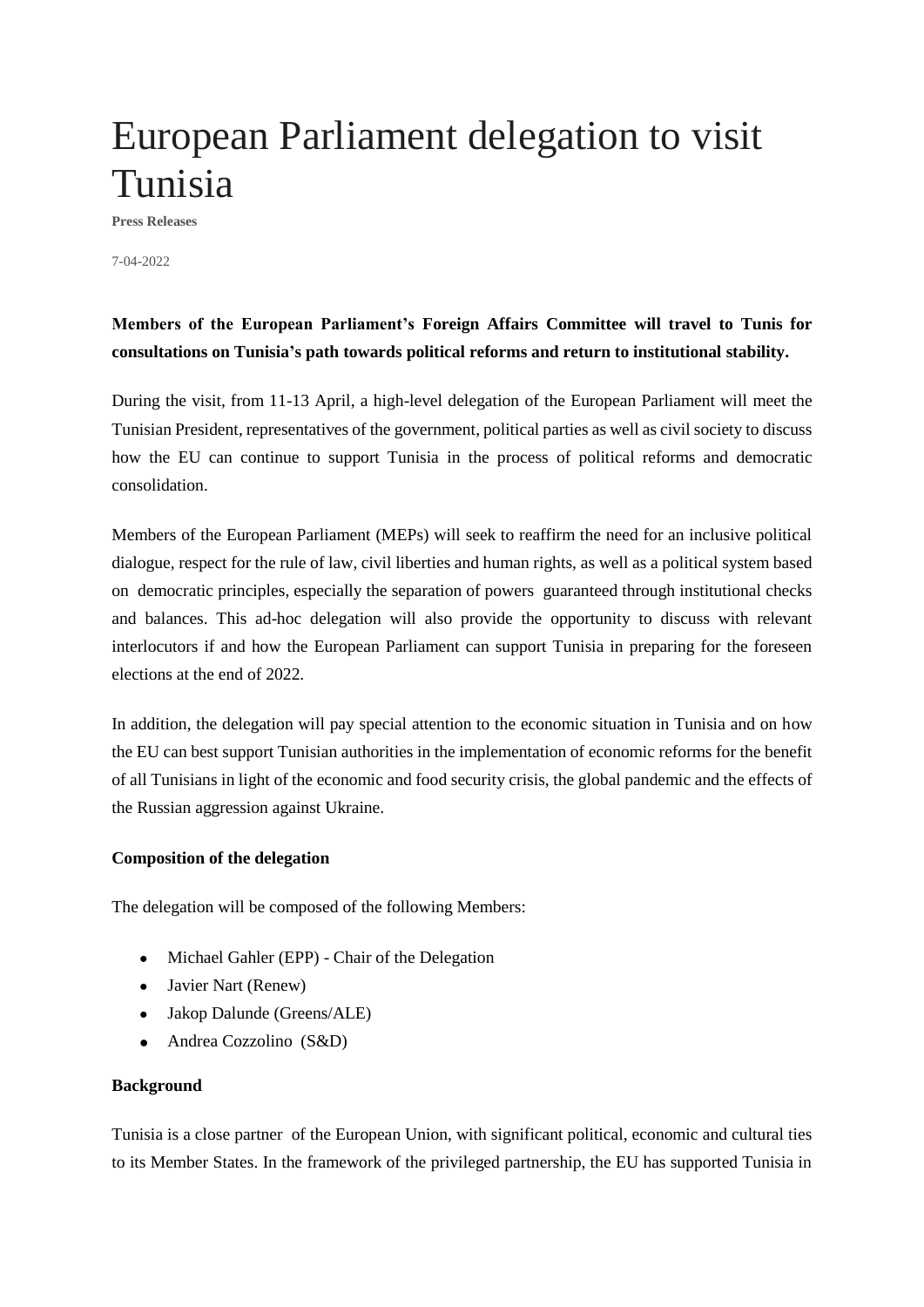# European Parliament delegation to visit Tunisia

**Press Releases**

7-04-2022

**Members of the European Parliament's Foreign Affairs Committee will travel to Tunis for consultations on Tunisia's path towards political reforms and return to institutional stability.**

During the visit, from 11-13 April, a high-level delegation of the European Parliament will meet the Tunisian President, representatives of the government, political parties as well as civil society to discuss how the EU can continue to support Tunisia in the process of political reforms and democratic consolidation.

Members of the European Parliament (MEPs) will seek to reaffirm the need for an inclusive political dialogue, respect for the rule of law, civil liberties and human rights, as well as a political system based on democratic principles, especially the separation of powers guaranteed through institutional checks and balances. This ad-hoc delegation will also provide the opportunity to discuss with relevant interlocutors if and how the European Parliament can support Tunisia in preparing for the foreseen elections at the end of 2022.

In addition, the delegation will pay special attention to the economic situation in Tunisia and on how the EU can best support Tunisian authorities in the implementation of economic reforms for the benefit of all Tunisians in light of the economic and food security crisis, the global pandemic and the effects of the Russian aggression against Ukraine.

**Composition of the delegation**

The delegation will be composed of the following Members:

- Michael Gahler (EPP) - Chair of the Delegation
- Javier Nart (Renew)
- Jakop Dalunde (Greens/ALE)
- Andrea Cozzolino (S&D)

**Background**

Tunisia is a close partner of the European Union, with significant political, economic and cultural ties to its Member States. In the framework of the privileged partnership, the EU has supported Tunisia in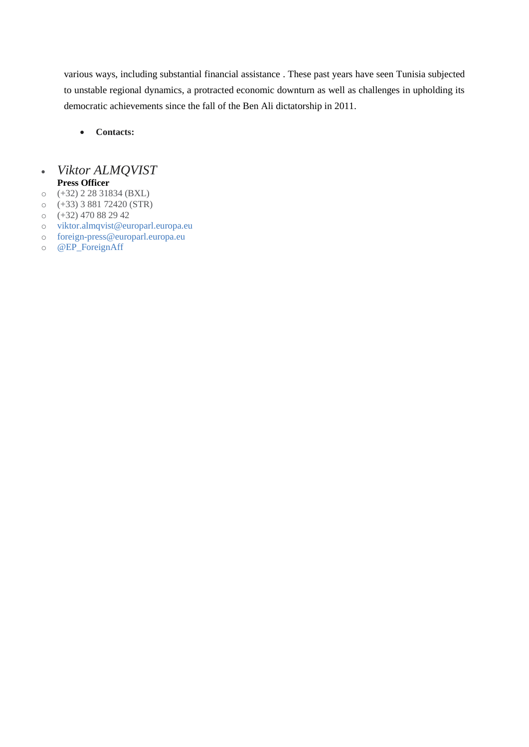various ways, including substantial financial assistance . These past years have seen Tunisia subjected to unstable regional dynamics, a protracted economic downturn as well as challenges in upholding its democratic achievements since the fall of the Ben Ali dictatorship in 2011.

- **Contacts:**

- *Viktor ALMQVIST*
  **Press Officer**
    - (+32) 2 28 31834 (BXL)
    - (+33) 3 881 72420 (STR)
    - (+32) 470 88 29 42
    - viktor.almqvist@europarl.europa.eu
    - foreign-press@europarl.europa.eu
    - @EP_ForeignAff